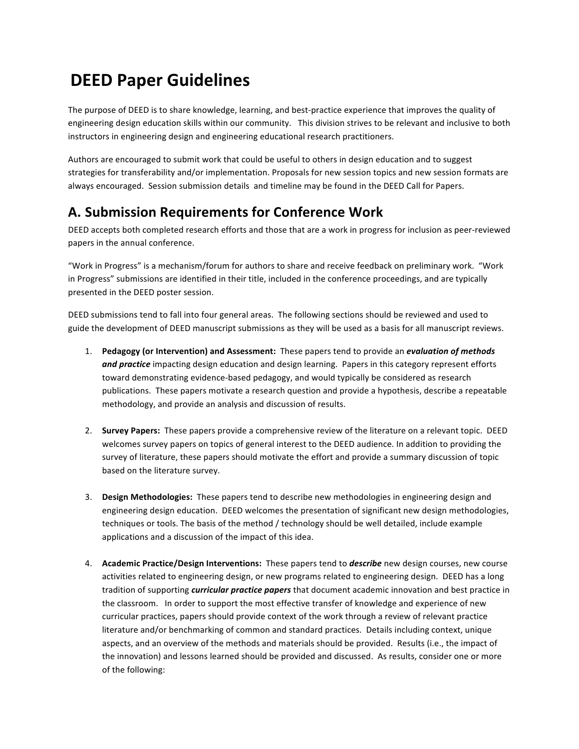# DEED Paper Guidelines

The purpose of DEED is to share knowledge, learning, and best-practice experience that improves the quality of engineering design education skills within our community. This division strives to be relevant and inclusive to both instructors in engineering design and engineering educational research practitioners.

Authors are encouraged to submit work that could be useful to others in design education and to suggest strategies for transferability and/or implementation. Proposals for new session topics and new session formats are always encouraged. Session submission details and timeline may be found in the DEED Call for Papers.

## A. Submission Requirements for Conference Work

DEED accepts both completed research efforts and those that are a work in progress for inclusion as peer-reviewed papers in the annual conference.

"Work in Progress" is a mechanism/forum for authors to share and receive feedback on preliminary work. "Work in Progress" submissions are identified in their title, included in the conference proceedings, and are typically presented in the DEED poster session.

DEED submissions tend to fall into four general areas. The following sections should be reviewed and used to guide the development of DEED manuscript submissions as they will be used as a basis for all manuscript reviews.

1. **Pedagogy (or Intervention) and Assessment:** These papers tend to provide an ***evaluation of methods and practice*** impacting design education and design learning. Papers in this category represent efforts toward demonstrating evidence-based pedagogy, and would typically be considered as research publications. These papers motivate a research question and provide a hypothesis, describe a repeatable methodology, and provide an analysis and discussion of results.

2. **Survey Papers:** These papers provide a comprehensive review of the literature on a relevant topic. DEED welcomes survey papers on topics of general interest to the DEED audience. In addition to providing the survey of literature, these papers should motivate the effort and provide a summary discussion of topic based on the literature survey.

3. **Design Methodologies:** These papers tend to describe new methodologies in engineering design and engineering design education. DEED welcomes the presentation of significant new design methodologies, techniques or tools. The basis of the method / technology should be well detailed, include example applications and a discussion of the impact of this idea.

4. **Academic Practice/Design Interventions:** These papers tend to ***describe*** new design courses, new course activities related to engineering design, or new programs related to engineering design. DEED has a long tradition of supporting ***curricular practice papers*** that document academic innovation and best practice in the classroom. In order to support the most effective transfer of knowledge and experience of new curricular practices, papers should provide context of the work through a review of relevant practice literature and/or benchmarking of common and standard practices. Details including context, unique aspects, and an overview of the methods and materials should be provided. Results (i.e., the impact of the innovation) and lessons learned should be provided and discussed. As results, consider one or more of the following: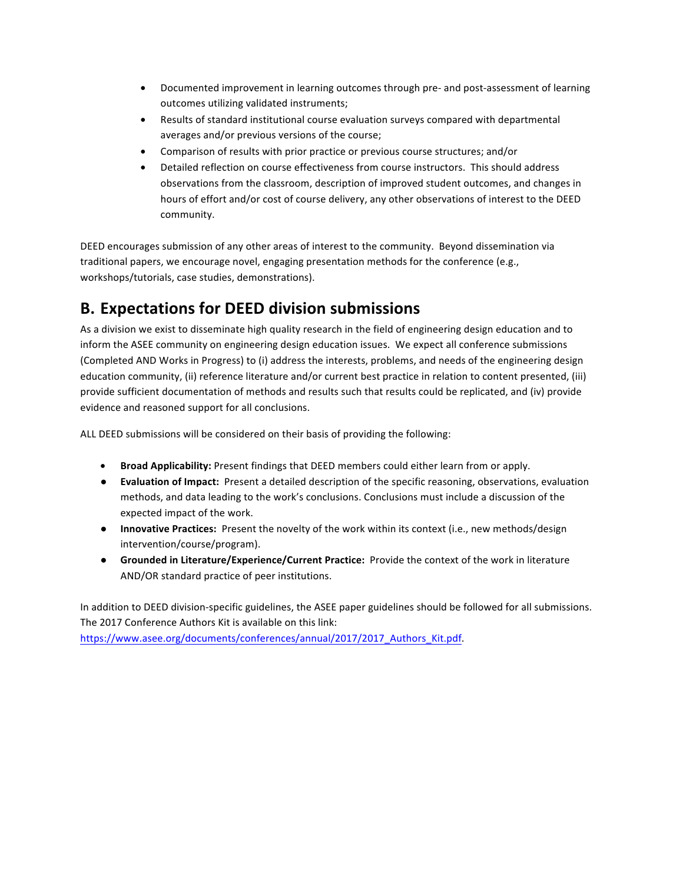- Documented improvement in learning outcomes through pre- and post-assessment of learning outcomes utilizing validated instruments;
- Results of standard institutional course evaluation surveys compared with departmental averages and/or previous versions of the course;
- Comparison of results with prior practice or previous course structures; and/or
- Detailed reflection on course effectiveness from course instructors. This should address observations from the classroom, description of improved student outcomes, and changes in hours of effort and/or cost of course delivery, any other observations of interest to the DEED community.

DEED encourages submission of any other areas of interest to the community. Beyond dissemination via traditional papers, we encourage novel, engaging presentation methods for the conference (e.g., workshops/tutorials, case studies, demonstrations).

## B. Expectations for DEED division submissions

As a division we exist to disseminate high quality research in the field of engineering design education and to inform the ASEE community on engineering design education issues. We expect all conference submissions (Completed AND Works in Progress) to (i) address the interests, problems, and needs of the engineering design education community, (ii) reference literature and/or current best practice in relation to content presented, (iii) provide sufficient documentation of methods and results such that results could be replicated, and (iv) provide evidence and reasoned support for all conclusions.

ALL DEED submissions will be considered on their basis of providing the following:

- **Broad Applicability:** Present findings that DEED members could either learn from or apply.
- **Evaluation of Impact:** Present a detailed description of the specific reasoning, observations, evaluation methods, and data leading to the work's conclusions. Conclusions must include a discussion of the expected impact of the work.
- **Innovative Practices:** Present the novelty of the work within its context (i.e., new methods/design intervention/course/program).
- **Grounded in Literature/Experience/Current Practice:** Provide the context of the work in literature AND/OR standard practice of peer institutions.

In addition to DEED division-specific guidelines, the ASEE paper guidelines should be followed for all submissions. The 2017 Conference Authors Kit is available on this link: https://www.asee.org/documents/conferences/annual/2017/2017_Authors_Kit.pdf.